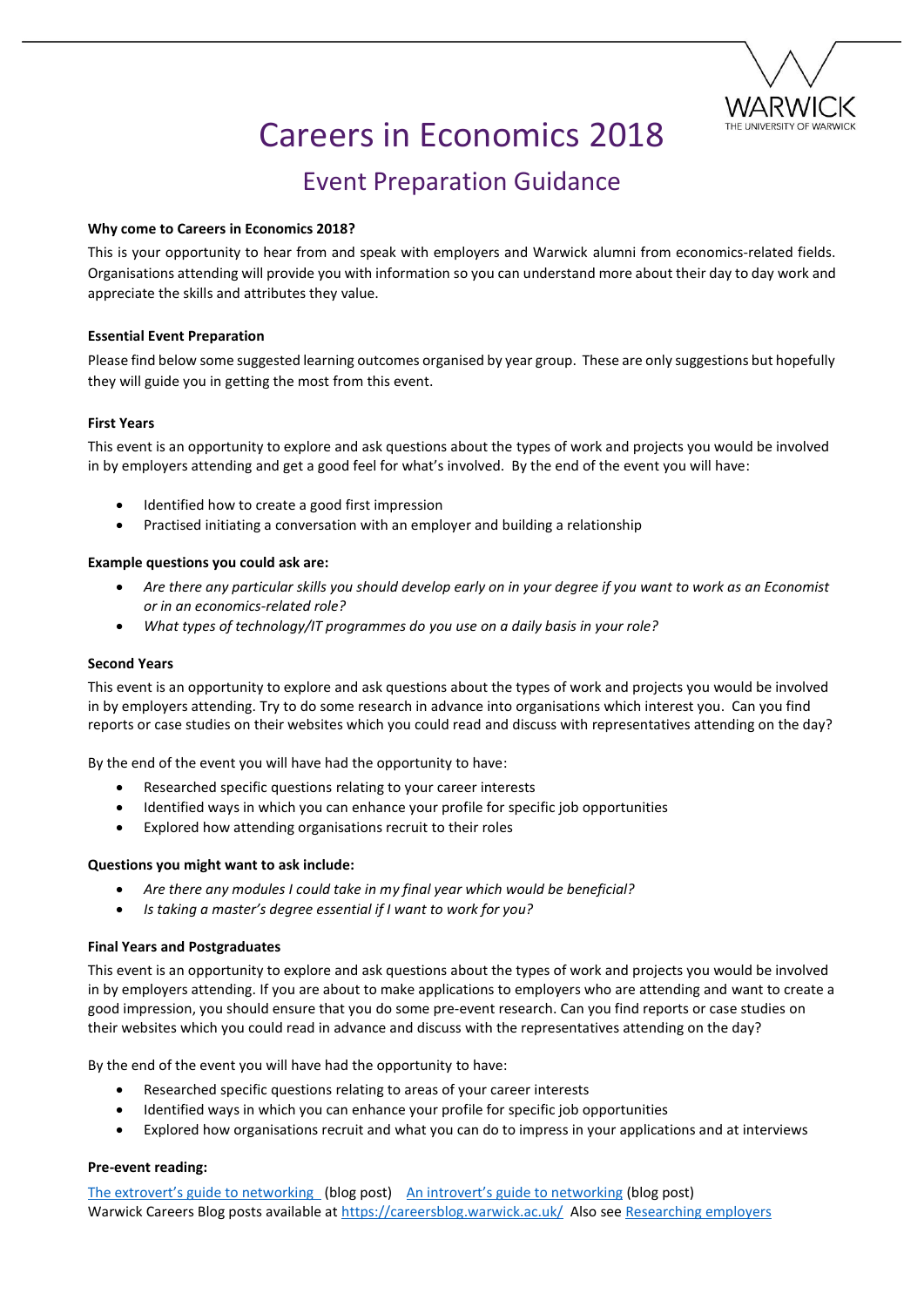# Careers in Economics 2018

## Event Preparation Guidance

**Why come to Careers in Economics 2018?**

This is your opportunity to hear from and speak with employers and Warwick alumni from economics-related fields. Organisations attending will provide you with information so you can understand more about their day to day work and appreciate the skills and attributes they value.

**Essential Event Preparation**

Please find below some suggested learning outcomes organised by year group. These are only suggestions but hopefully they will guide you in getting the most from this event.

**First Years**

This event is an opportunity to explore and ask questions about the types of work and projects you would be involved in by employers attending and get a good feel for what's involved. By the end of the event you will have:

- Identified how to create a good first impression
- Practised initiating a conversation with an employer and building a relationship

**Example questions you could ask are:**

- *Are there any particular skills you should develop early on in your degree if you want to work as an Economist or in an economics-related role?*
- *What types of technology/IT programmes do you use on a daily basis in your role?*

**Second Years**

This event is an opportunity to explore and ask questions about the types of work and projects you would be involved in by employers attending. Try to do some research in advance into organisations which interest you. Can you find reports or case studies on their websites which you could read and discuss with representatives attending on the day?

By the end of the event you will have had the opportunity to have:

- Researched specific questions relating to your career interests
- Identified ways in which you can enhance your profile for specific job opportunities
- Explored how attending organisations recruit to their roles

**Questions you might want to ask include:**

- *Are there any modules I could take in my final year which would be beneficial?*
- *Is taking a master's degree essential if I want to work for you?*

**Final Years and Postgraduates**

This event is an opportunity to explore and ask questions about the types of work and projects you would be involved in by employers attending. If you are about to make applications to employers who are attending and want to create a good impression, you should ensure that you do some pre-event research. Can you find reports or case studies on their websites which you could read in advance and discuss with the representatives attending on the day?

By the end of the event you will have had the opportunity to have:

- Researched specific questions relating to areas of your career interests
- Identified ways in which you can enhance your profile for specific job opportunities
- Explored how organisations recruit and what you can do to impress in your applications and at interviews

**Pre-event reading:**

The extrovert's guide to networking (blog post) An introvert's guide to networking (blog post)
Warwick Careers Blog posts available at https://careersblog.warwick.ac.uk/ Also see Researching employers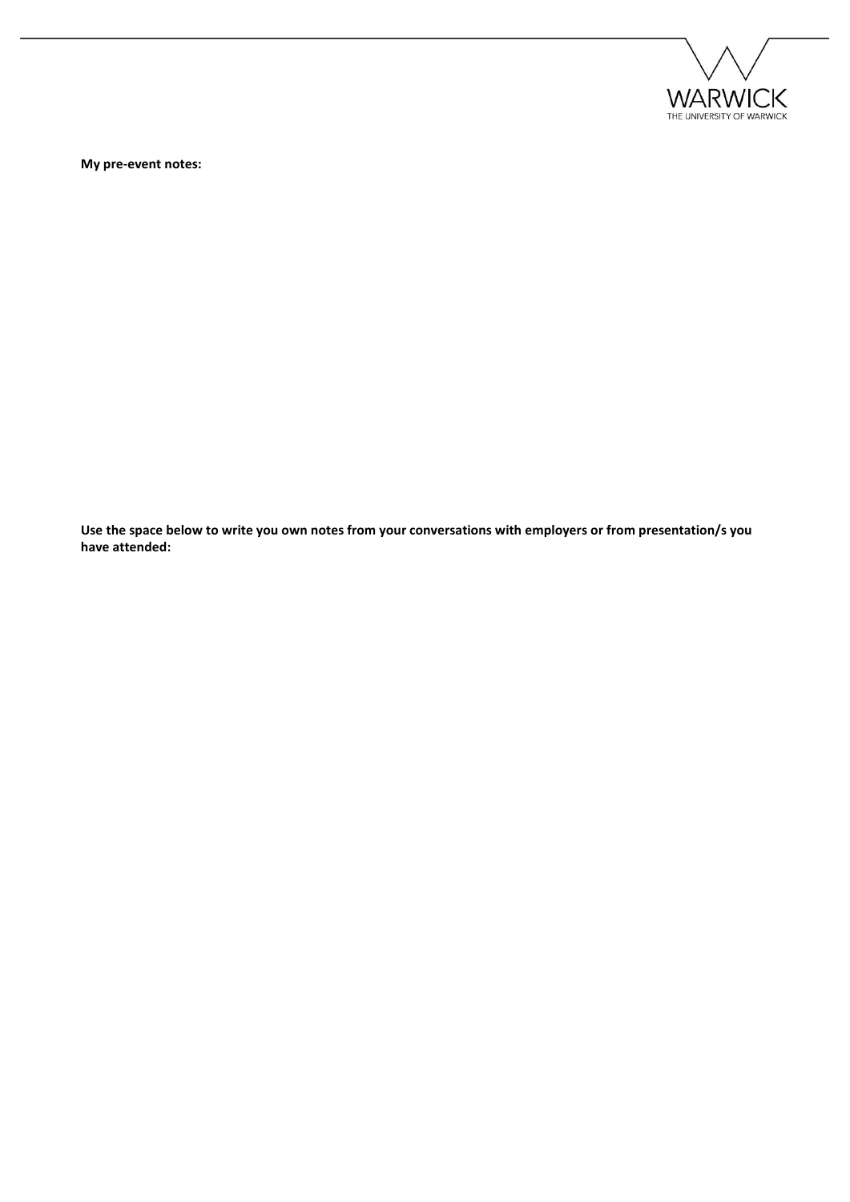**My pre-event notes:**

**Use the space below to write you own notes from your conversations with employers or from presentation/s you have attended:**